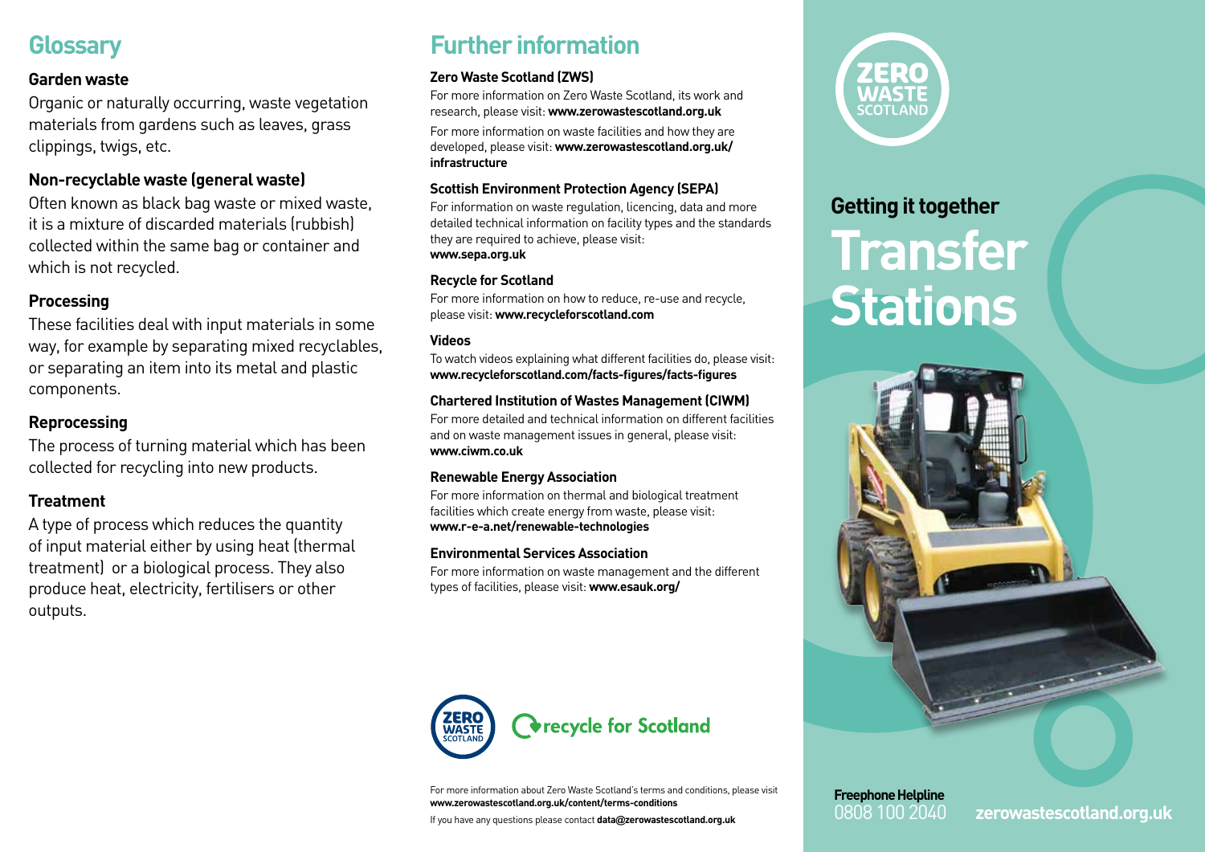## Glossary

### Garden waste

Organic or naturally occurring, waste vegetation materials from gardens such as leaves, grass clippings, twigs, etc.

### Non-recyclable waste (general waste)

Often known as black bag waste or mixed waste, it is a mixture of discarded materials (rubbish) collected within the same bag or container and which is not recycled.

### Processing

These facilities deal with input materials in some way, for example by separating mixed recyclables, or separating an item into its metal and plastic components.

### Reprocessing

The process of turning material which has been collected for recycling into new products.

### Treatment

A type of process which reduces the quantity of input material either by using heat (thermal treatment) or a biological process. They also produce heat, electricity, fertilisers or other outputs.

## Further information

**Zero Waste Scotland (ZWS)**

For more information on Zero Waste Scotland, its work and research, please visit: **www.zerowastescotland.org.uk**

For more information on waste facilities and how they are developed, please visit: **www.zerowastescotland.org.uk/infrastructure**

**Scottish Environment Protection Agency (SEPA)**

For information on waste regulation, licencing, data and more detailed technical information on facility types and the standards they are required to achieve, please visit: **www.sepa.org.uk**

**Recycle for Scotland**

For more information on how to reduce, re-use and recycle, please visit: **www.recycleforscotland.com**

**Videos**

To watch videos explaining what different facilities do, please visit: **www.recycleforscotland.com/facts-figures/facts-figures**

**Chartered Institution of Wastes Management (CIWM)**

For more detailed and technical information on different facilities and on waste management issues in general, please visit: **www.ciwm.co.uk**

**Renewable Energy Association**

For more information on thermal and biological treatment facilities which create energy from waste, please visit: **www.r-e-a.net/renewable-technologies**

**Environmental Services Association**

For more information on waste management and the different types of facilities, please visit: **www.esauk.org/**

ZERO WASTE SCOTLAND | recycle for Scotland

For more information about Zero Waste Scotland's terms and conditions, please visit **www.zerowastescotland.org.uk/content/terms-conditions**

If you have any questions please contact **data@zerowastescotland.org.uk**

ZERO WASTE SCOTLAND

### Getting it together

# Transfer Stations

**Freephone Helpline**
0808 100 2040

**zerowastescotland.org.uk**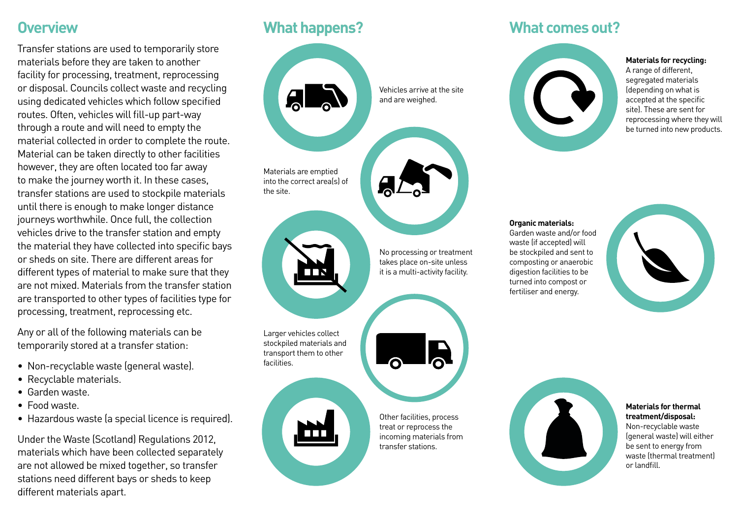## Overview

Transfer stations are used to temporarily store materials before they are taken to another facility for processing, treatment, reprocessing or disposal. Councils collect waste and recycling using dedicated vehicles which follow specified routes. Often, vehicles will fill-up part-way through a route and will need to empty the material collected in order to complete the route. Material can be taken directly to other facilities however, they are often located too far away to make the journey worth it. In these cases, transfer stations are used to stockpile materials until there is enough to make longer distance journeys worthwhile. Once full, the collection vehicles drive to the transfer station and empty the material they have collected into specific bays or sheds on site. There are different areas for different types of material to make sure that they are not mixed. Materials from the transfer station are transported to other types of facilities type for processing, treatment, reprocessing etc.

Any or all of the following materials can be temporarily stored at a transfer station:

- Non-recyclable waste (general waste).
- Recyclable materials.
- Garden waste.
- Food waste.
- Hazardous waste (a special licence is required).

Under the Waste (Scotland) Regulations 2012, materials which have been collected separately are not allowed be mixed together, so transfer stations need different bays or sheds to keep different materials apart.

## What happens?

Vehicles arrive at the site and are weighed.

Materials are emptied into the correct area(s) of the site.

No processing or treatment takes place on-site unless it is a multi-activity facility.

Larger vehicles collect stockpiled materials and transport them to other facilities.

Other facilities, process treat or reprocess the incoming materials from transfer stations.

## What comes out?

**Materials for recycling:** A range of different, segregated materials (depending on what is accepted at the specific site). These are sent for reprocessing where they will be turned into new products.

**Organic materials:** Garden waste and/or food waste (if accepted) will be stockpiled and sent to composting or anaerobic digestion facilities to be turned into compost or fertiliser and energy.

**Materials for thermal treatment/disposal:** Non-recyclable waste (general waste) will either be sent to energy from waste (thermal treatment) or landfill.